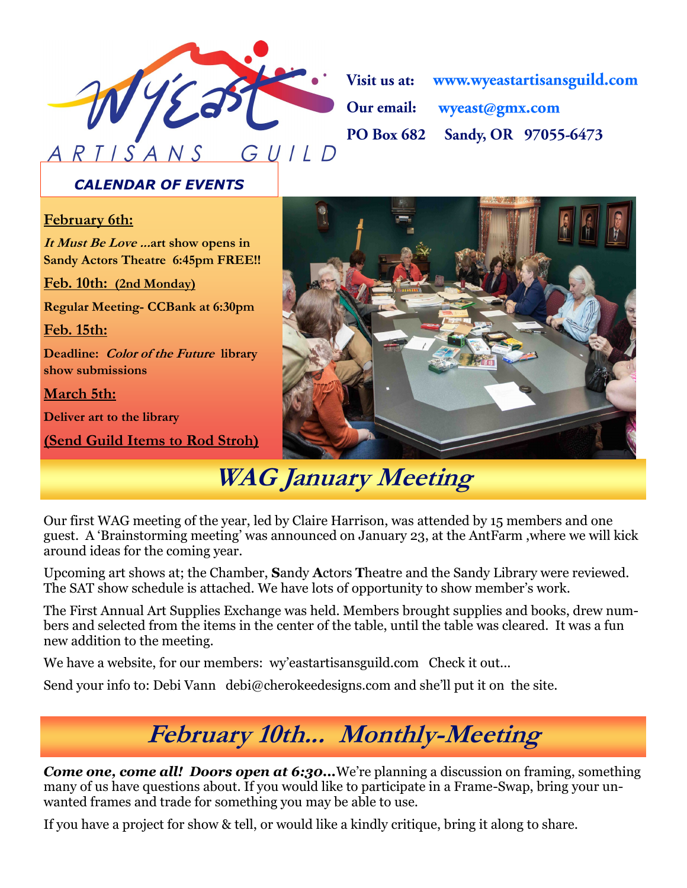# Wy'East ARTISANS GUILD

**Visit us at:** **www.wyeastartisansguild.com**

**Our email:** **wyeast@gmx.com**

**PO Box 682 Sandy, OR 97055-6473**

***CALENDAR OF EVENTS***

**February 6th:**

***It Must Be Love …*****art show opens in Sandy Actors Theatre 6:45pm FREE!!**

**Feb. 10th: (2nd Monday)**

**Regular Meeting- CCBank at 6:30pm**

**Feb. 15th:**

**Deadline: *Color of the Future* library show submissions**

**March 5th:**

**Deliver art to the library**

**(Send Guild Items to Rod Stroh)**

## *WAG January Meeting*

Our first WAG meeting of the year, led by Claire Harrison, was attended by 15 members and one guest. A 'Brainstorming meeting' was announced on January 23, at the AntFarm ,where we will kick around ideas for the coming year.

Upcoming art shows at; the Chamber, **S**andy **A**ctors **T**heatre and the Sandy Library were reviewed. The SAT show schedule is attached. We have lots of opportunity to show member's work.

The First Annual Art Supplies Exchange was held. Members brought supplies and books, drew numbers and selected from the items in the center of the table, until the table was cleared. It was a fun new addition to the meeting.

We have a website, for our members: wy'eastartisansguild.com Check it out…

Send your info to: Debi Vann debi@cherokeedesigns.com and she'll put it on the site.

## *February 10th… Monthly-Meeting*

***Come one, come all! Doors open at 6:30…***We're planning a discussion on framing, something many of us have questions about. If you would like to participate in a Frame-Swap, bring your unwanted frames and trade for something you may be able to use.

If you have a project for show & tell, or would like a kindly critique, bring it along to share.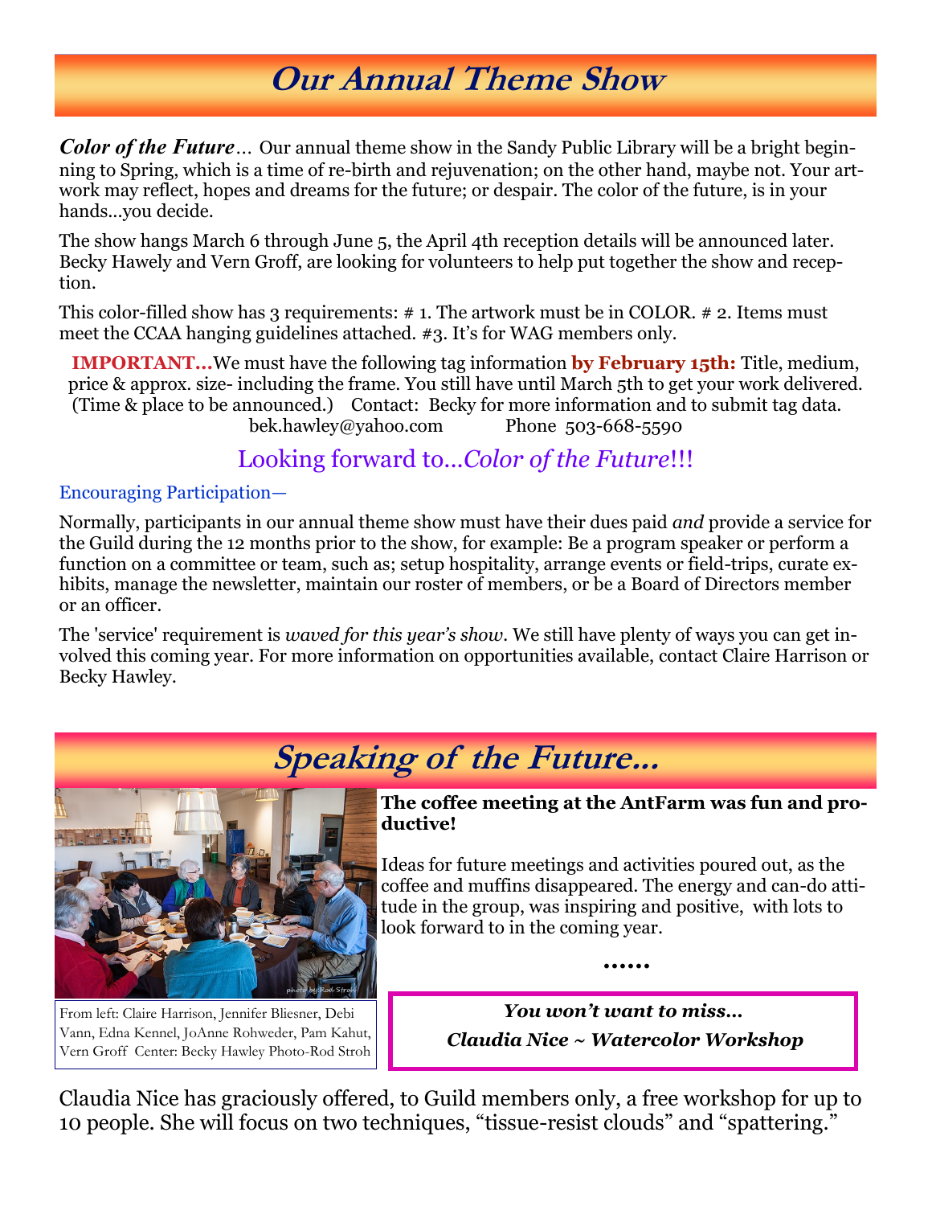# Our Annual Theme Show

***Color of the Future***… Our annual theme show in the Sandy Public Library will be a bright beginning to Spring, which is a time of re-birth and rejuvenation; on the other hand, maybe not. Your artwork may reflect, hopes and dreams for the future; or despair. The color of the future, is in your hands…you decide.

The show hangs March 6 through June 5, the April 4th reception details will be announced later. Becky Hawely and Vern Groff, are looking for volunteers to help put together the show and reception.

This color-filled show has 3 requirements: # 1. The artwork must be in COLOR. # 2. Items must meet the CCAA hanging guidelines attached. #3. It's for WAG members only.

**IMPORTANT…**We must have the following tag information **by February 15th:** Title, medium, price & approx. size- including the frame. You still have until March 5th to get your work delivered. (Time & place to be announced.) Contact: Becky for more information and to submit tag data.
bek.hawley@yahoo.com Phone 503-668-5590

Looking forward to…*Color of the Future*!!!

Encouraging Participation—

Normally, participants in our annual theme show must have their dues paid *and* provide a service for the Guild during the 12 months prior to the show, for example: Be a program speaker or perform a function on a committee or team, such as; setup hospitality, arrange events or field-trips, curate exhibits, manage the newsletter, maintain our roster of members, or be a Board of Directors member or an officer.

The 'service' requirement is *waved for this year's show*. We still have plenty of ways you can get involved this coming year. For more information on opportunities available, contact Claire Harrison or Becky Hawley.

# Speaking of the Future...

From left: Claire Harrison, Jennifer Bliesner, Debi Vann, Edna Kennel, JoAnne Rohweder, Pam Kahut, Vern Groff Center: Becky Hawley Photo-Rod Stroh

**The coffee meeting at the AntFarm was fun and productive!**

Ideas for future meetings and activities poured out, as the coffee and muffins disappeared. The energy and can-do attitude in the group, was inspiring and positive, with lots to look forward to in the coming year.

……

***You won't want to miss…***

***Claudia Nice ~ Watercolor Workshop***

Claudia Nice has graciously offered, to Guild members only, a free workshop for up to 10 people. She will focus on two techniques, "tissue-resist clouds" and "spattering."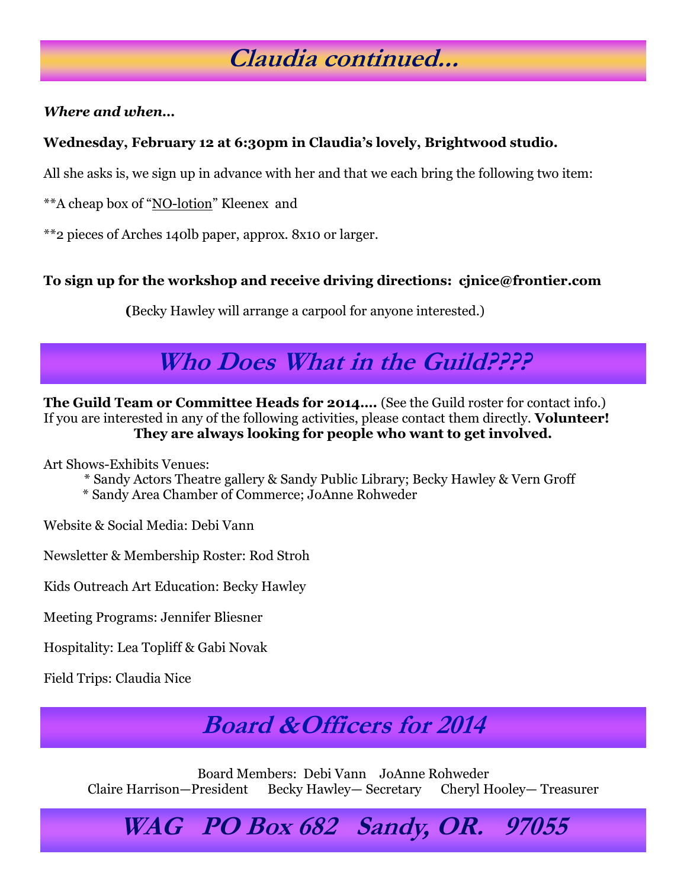# Claudia continued...

***Where and when...***

**Wednesday, February 12 at 6:30pm in Claudia's lovely, Brightwood studio.**

All she asks is, we sign up in advance with her and that we each bring the following two item:

**A cheap box of "NO-lotion" Kleenex and

**2 pieces of Arches 140lb paper, approx. 8x10 or larger.

**To sign up for the workshop and receive driving directions: cjnice@frontier.com**

**(**Becky Hawley will arrange a carpool for anyone interested.)

# Who Does What in the Guild????

**The Guild Team or Committee Heads for 2014....** (See the Guild roster for contact info.) If you are interested in any of the following activities, please contact them directly. **Volunteer! They are always looking for people who want to get involved.**

Art Shows-Exhibits Venues:
- Sandy Actors Theatre gallery & Sandy Public Library; Becky Hawley & Vern Groff
- Sandy Area Chamber of Commerce; JoAnne Rohweder

Website & Social Media: Debi Vann

Newsletter & Membership Roster: Rod Stroh

Kids Outreach Art Education: Becky Hawley

Meeting Programs: Jennifer Bliesner

Hospitality: Lea Topliff & Gabi Novak

Field Trips: Claudia Nice

# Board &Officers for 2014

Board Members: Debi Vann JoAnne Rohweder
Claire Harrison—President Becky Hawley— Secretary Cheryl Hooley— Treasurer

# WAG PO Box 682 Sandy, OR. 97055